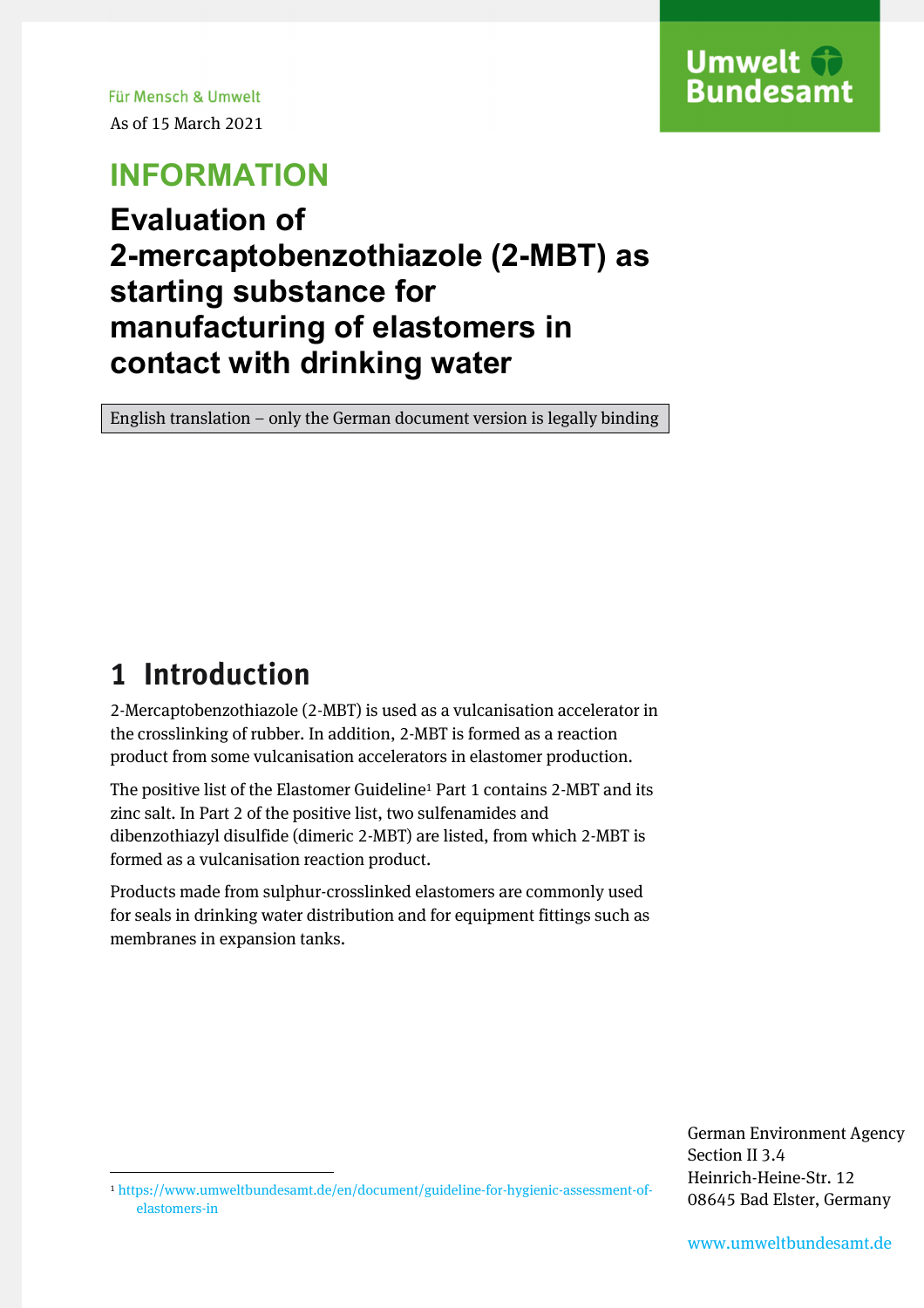Für Mensch & Umwelt

As of 15 March 2021

**INFORMATION**

# Evaluation of 2-mercaptobenzothiazole (2-MBT) as starting substance for manufacturing of elastomers in contact with drinking water

English translation – only the German document version is legally binding

## 1 Introduction

2-Mercaptobenzothiazole (2-MBT) is used as a vulcanisation accelerator in the crosslinking of rubber. In addition, 2-MBT is formed as a reaction product from some vulcanisation accelerators in elastomer production.

The positive list of the Elastomer Guideline[1] Part 1 contains 2-MBT and its zinc salt. In Part 2 of the positive list, two sulfenamides and dibenzothiazyl disulfide (dimeric 2-MBT) are listed, from which 2-MBT is formed as a vulcanisation reaction product.

Products made from sulphur-crosslinked elastomers are commonly used for seals in drinking water distribution and for equipment fittings such as membranes in expansion tanks.

[1] https://www.umweltbundesamt.de/en/document/guideline-for-hygienic-assessment-of-elastomers-in

German Environment Agency
Section II 3.4
Heinrich-Heine-Str. 12
08645 Bad Elster, Germany

www.umweltbundesamt.de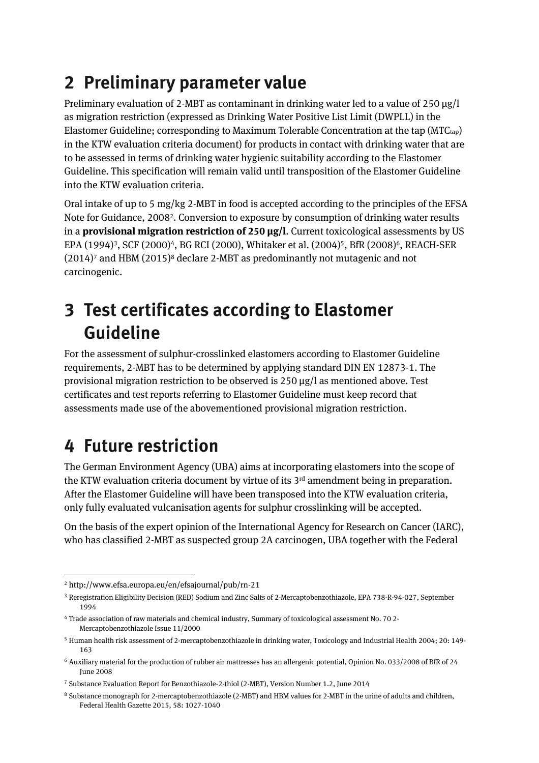# 2 Preliminary parameter value

Preliminary evaluation of 2-MBT as contaminant in drinking water led to a value of 250 µg/l as migration restriction (expressed as Drinking Water Positive List Limit (DWPLL) in the Elastomer Guideline; corresponding to Maximum Tolerable Concentration at the tap ($MTC_{tap}$) in the KTW evaluation criteria document) for products in contact with drinking water that are to be assessed in terms of drinking water hygienic suitability according to the Elastomer Guideline. This specification will remain valid until transposition of the Elastomer Guideline into the KTW evaluation criteria.

Oral intake of up to 5 mg/kg 2-MBT in food is accepted according to the principles of the EFSA Note for Guidance, 2008[2]. Conversion to exposure by consumption of drinking water results in a **provisional migration restriction of 250 µg/l**. Current toxicological assessments by US EPA (1994)[3], SCF (2000)[4], BG RCI (2000), Whitaker et al. (2004)[5], BfR (2008)[6], REACH-SER (2014)[7] and HBM (2015)[8] declare 2-MBT as predominantly not mutagenic and not carcinogenic.

# 3 Test certificates according to Elastomer Guideline

For the assessment of sulphur-crosslinked elastomers according to Elastomer Guideline requirements, 2-MBT has to be determined by applying standard DIN EN 12873-1. The provisional migration restriction to be observed is 250 µg/l as mentioned above. Test certificates and test reports referring to Elastomer Guideline must keep record that assessments made use of the abovementioned provisional migration restriction.

# 4 Future restriction

The German Environment Agency (UBA) aims at incorporating elastomers into the scope of the KTW evaluation criteria document by virtue of its 3rd amendment being in preparation. After the Elastomer Guideline will have been transposed into the KTW evaluation criteria, only fully evaluated vulcanisation agents for sulphur crosslinking will be accepted.

On the basis of the expert opinion of the International Agency for Research on Cancer (IARC), who has classified 2-MBT as suspected group 2A carcinogen, UBA together with the Federal

---

[2] http://www.efsa.europa.eu/en/efsajournal/pub/rn-21

[3] Reregistration Eligibility Decision (RED) Sodium and Zinc Salts of 2-Mercaptobenzothiazole, EPA 738-R-94-027, September 1994

[4] Trade association of raw materials and chemical industry, Summary of toxicological assessment No. 70 2-Mercaptobenzothiazole Issue 11/2000

[5] Human health risk assessment of 2-mercaptobenzothiazole in drinking water, Toxicology and Industrial Health 2004; 20: 149-163

[6] Auxiliary material for the production of rubber air mattresses has an allergenic potential, Opinion No. 033/2008 of BfR of 24 June 2008

[7] Substance Evaluation Report for Benzothiazole-2-thiol (2-MBT), Version Number 1.2, June 2014

[8] Substance monograph for 2-mercaptobenzothiazole (2-MBT) and HBM values for 2-MBT in the urine of adults and children, Federal Health Gazette 2015, 58: 1027-1040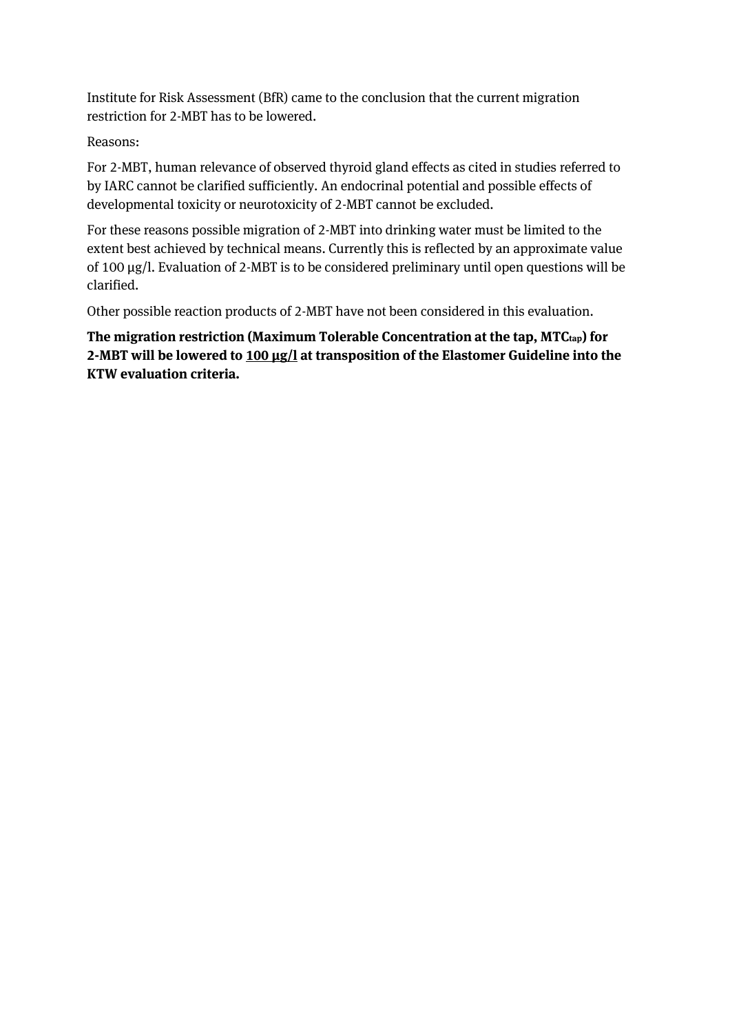Institute for Risk Assessment (BfR) came to the conclusion that the current migration restriction for 2-MBT has to be lowered.

Reasons:

For 2-MBT, human relevance of observed thyroid gland effects as cited in studies referred to by IARC cannot be clarified sufficiently. An endocrinal potential and possible effects of developmental toxicity or neurotoxicity of 2-MBT cannot be excluded.

For these reasons possible migration of 2-MBT into drinking water must be limited to the extent best achieved by technical means. Currently this is reflected by an approximate value of 100 µg/l. Evaluation of 2-MBT is to be considered preliminary until open questions will be clarified.

Other possible reaction products of 2-MBT have not been considered in this evaluation.

**The migration restriction (Maximum Tolerable Concentration at the tap, $MTC_{tap}$) for 2-MBT will be lowered to <u>100 µg/l</u> at transposition of the Elastomer Guideline into the KTW evaluation criteria.**